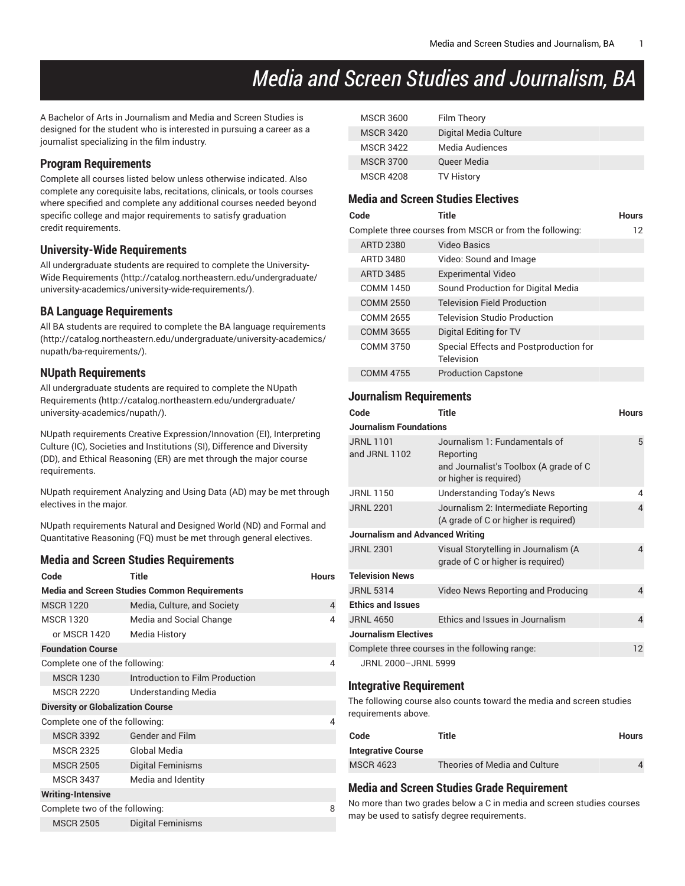# Media and Screen Studies and Journalism, BA

A Bachelor of Arts in Journalism and Media and Screen Studies is designed for the student who is interested in pursuing a career as a journalist specializing in the film industry.

## Program Requirements

Complete all courses listed below unless otherwise indicated. Also complete any corequisite labs, recitations, clinicals, or tools courses where specified and complete any additional courses needed beyond specific college and major requirements to satisfy graduation credit requirements.

## University-Wide Requirements

All undergraduate students are required to complete the University-Wide Requirements (http://catalog.northeastern.edu/undergraduate/university-academics/university-wide-requirements/).

## BA Language Requirements

All BA students are required to complete the BA language requirements (http://catalog.northeastern.edu/undergraduate/university-academics/nupath/ba-requirements/).

## NUpath Requirements

All undergraduate students are required to complete the NUpath Requirements (http://catalog.northeastern.edu/undergraduate/university-academics/nupath/).

NUpath requirements Creative Expression/Innovation (EI), Interpreting Culture (IC), Societies and Institutions (SI), Difference and Diversity (DD), and Ethical Reasoning (ER) are met through the major course requirements.

NUpath requirement Analyzing and Using Data (AD) may be met through electives in the major.

NUpath requirements Natural and Designed World (ND) and Formal and Quantitative Reasoning (FQ) must be met through general electives.

## Media and Screen Studies Requirements

| Code | Title | Hours |
|---|---|---|
| **Media and Screen Studies Common Requirements** | | |
| MSCR 1220 | Media, Culture, and Society | 4 |
| MSCR 1320 | Media and Social Change | 4 |
| or MSCR 1420 | Media History | |
| **Foundation Course** | | |
| Complete one of the following: | | 4 |
| MSCR 1230 | Introduction to Film Production | |
| MSCR 2220 | Understanding Media | |
| **Diversity or Globalization Course** | | |
| Complete one of the following: | | 4 |
| MSCR 3392 | Gender and Film | |
| MSCR 2325 | Global Media | |
| MSCR 2505 | Digital Feminisms | |
| MSCR 3437 | Media and Identity | |
| **Writing-Intensive** | | |
| Complete two of the following: | | 8 |
| MSCR 2505 | Digital Feminisms | |
| MSCR 3600 | Film Theory | |
| MSCR 3420 | Digital Media Culture | |
| MSCR 3422 | Media Audiences | |
| MSCR 3700 | Queer Media | |
| MSCR 4208 | TV History | |

## Media and Screen Studies Electives

| Code | Title | Hours |
|---|---|---|
| Complete three courses from MSCR or from the following: | | 12 |
| ARTD 2380 | Video Basics | |
| ARTD 3480 | Video: Sound and Image | |
| ARTD 3485 | Experimental Video | |
| COMM 1450 | Sound Production for Digital Media | |
| COMM 2550 | Television Field Production | |
| COMM 2655 | Television Studio Production | |
| COMM 3655 | Digital Editing for TV | |
| COMM 3750 | Special Effects and Postproduction for Television | |
| COMM 4755 | Production Capstone | |

## Journalism Requirements

| Code | Title | Hours |
|---|---|---|
| **Journalism Foundations** | | |
| JRNL 1101 and JRNL 1102 | Journalism 1: Fundamentals of Reporting and Journalist's Toolbox (A grade of C or higher is required) | 5 |
| JRNL 1150 | Understanding Today's News | 4 |
| JRNL 2201 | Journalism 2: Intermediate Reporting (A grade of C or higher is required) | 4 |
| **Journalism and Advanced Writing** | | |
| JRNL 2301 | Visual Storytelling in Journalism (A grade of C or higher is required) | 4 |
| **Television News** | | |
| JRNL 5314 | Video News Reporting and Producing | 4 |
| **Ethics and Issues** | | |
| JRNL 4650 | Ethics and Issues in Journalism | 4 |
| **Journalism Electives** | | |
| Complete three courses in the following range: | | 12 |
| JRNL 2000–JRNL 5999 | | |

## Integrative Requirement

The following course also counts toward the media and screen studies requirements above.

| Code | Title | Hours |
|---|---|---|
| **Integrative Course** | | |
| MSCR 4623 | Theories of Media and Culture | 4 |

## Media and Screen Studies Grade Requirement

No more than two grades below a C in media and screen studies courses may be used to satisfy degree requirements.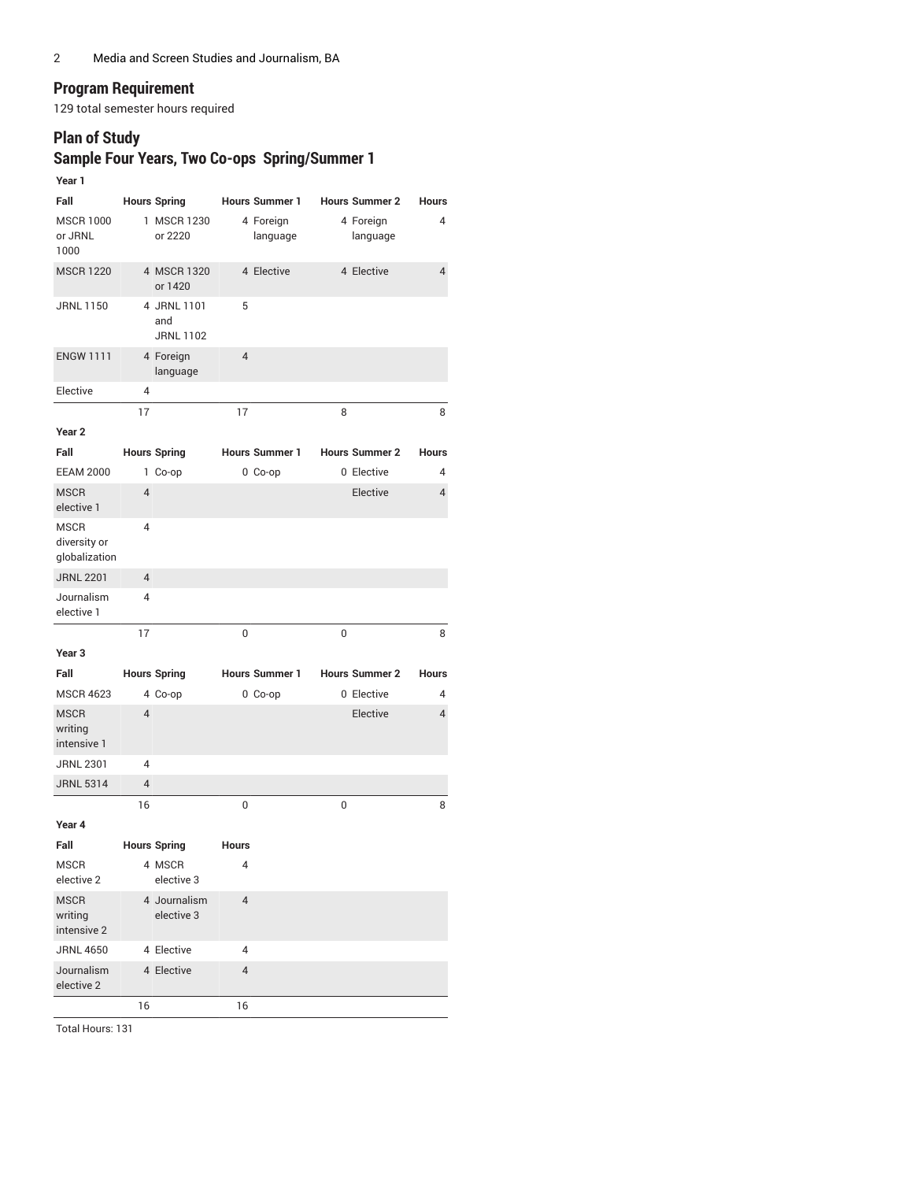## Program Requirement

129 total semester hours required

## Plan of Study

### Sample Four Years, Two Co-ops Spring/Summer 1

**Year 1**

| Fall | Hours | Spring | Hours | Summer 1 | Hours | Summer 2 | Hours |
|---|---|---|---|---|---|---|---|
| MSCR 1000 or JRNL 1000 | 1 | MSCR 1230 or 2220 | 4 | Foreign language | 4 | Foreign language | 4 |
| MSCR 1220 | 4 | MSCR 1320 or 1420 | 4 | Elective | 4 | Elective | 4 |
| JRNL 1150 | 4 | JRNL 1101 and JRNL 1102 | 5 | | | | |
| ENGW 1111 | 4 | Foreign language | 4 | | | | |
| Elective | 4 | | | | | | |
| | 17 | | 17 | | 8 | | 8 |

**Year 2**

| Fall | Hours | Spring | Hours | Summer 1 | Hours | Summer 2 | Hours |
|---|---|---|---|---|---|---|---|
| EEAM 2000 | 1 | Co-op | 0 | Co-op | 0 | Elective | 4 |
| MSCR elective 1 | 4 | | | | | Elective | 4 |
| MSCR diversity or globalization | 4 | | | | | | |
| JRNL 2201 | 4 | | | | | | |
| Journalism elective 1 | 4 | | | | | | |
| | 17 | | 0 | | 0 | | 8 |

**Year 3**

| Fall | Hours | Spring | Hours | Summer 1 | Hours | Summer 2 | Hours |
|---|---|---|---|---|---|---|---|
| MSCR 4623 | 4 | Co-op | 0 | Co-op | 0 | Elective | 4 |
| MSCR writing intensive 1 | 4 | | | | | Elective | 4 |
| JRNL 2301 | 4 | | | | | | |
| JRNL 5314 | 4 | | | | | | |
| | 16 | | 0 | | 0 | | 8 |

**Year 4**

| Fall | Hours | Spring | Hours |
|---|---|---|---|
| MSCR elective 2 | 4 | MSCR elective 3 | 4 |
| MSCR writing intensive 2 | 4 | Journalism elective 3 | 4 |
| JRNL 4650 | 4 | Elective | 4 |
| Journalism elective 2 | 4 | Elective | 4 |
| | 16 | | 16 |

Total Hours: 131